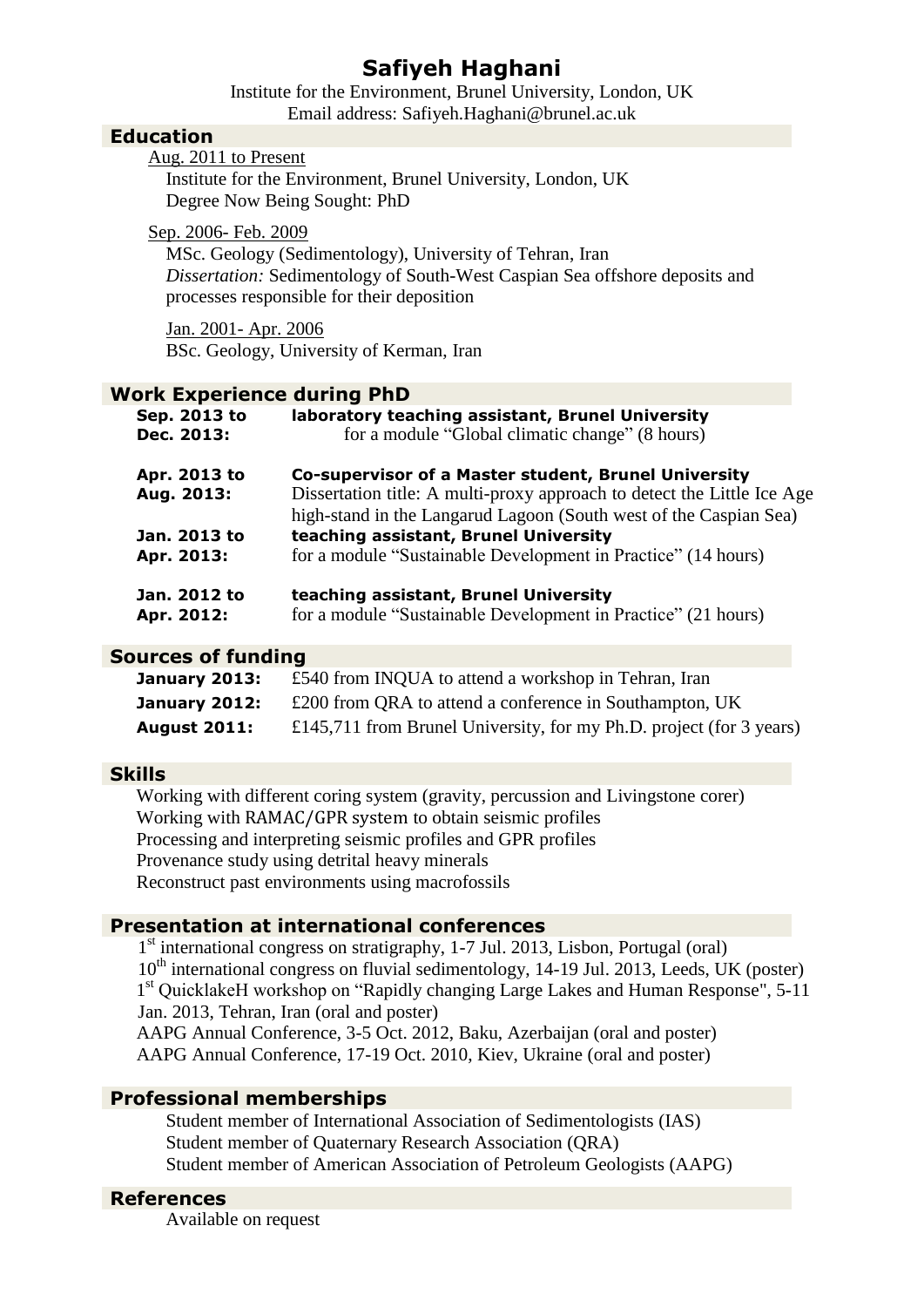# Safiyeh Haghani

Institute for the Environment, Brunel University, London, UK
Email address: Safiyeh.Haghani@brunel.ac.uk

## Education

Aug. 2011 to Present
Institute for the Environment, Brunel University, London, UK
Degree Now Being Sought: PhD

Sep. 2006- Feb. 2009
MSc. Geology (Sedimentology), University of Tehran, Iran
*Dissertation:* Sedimentology of South-West Caspian Sea offshore deposits and processes responsible for their deposition

Jan. 2001- Apr. 2006
BSc. Geology, University of Kerman, Iran

## Work Experience during PhD

**Sep. 2013 to Dec. 2013:** **laboratory teaching assistant, Brunel University**
for a module "Global climatic change" (8 hours)

**Apr. 2013 to Aug. 2013:** **Co-supervisor of a Master student, Brunel University**
Dissertation title: A multi-proxy approach to detect the Little Ice Age high-stand in the Langarud Lagoon (South west of the Caspian Sea)

**Jan. 2013 to Apr. 2013:** **teaching assistant, Brunel University**
for a module "Sustainable Development in Practice" (14 hours)

**Jan. 2012 to Apr. 2012:** **teaching assistant, Brunel University**
for a module "Sustainable Development in Practice" (21 hours)

## Sources of funding

**January 2013:** £540 from INQUA to attend a workshop in Tehran, Iran
**January 2012:** £200 from QRA to attend a conference in Southampton, UK
**August 2011:** £145,711 from Brunel University, for my Ph.D. project (for 3 years)

## Skills

Working with different coring system (gravity, percussion and Livingstone corer)
Working with RAMAC/GPR system to obtain seismic profiles
Processing and interpreting seismic profiles and GPR profiles
Provenance study using detrital heavy minerals
Reconstruct past environments using macrofossils

## Presentation at international conferences

1st international congress on stratigraphy, 1-7 Jul. 2013, Lisbon, Portugal (oral)
10th international congress on fluvial sedimentology, 14-19 Jul. 2013, Leeds, UK (poster)
1st QuicklakeH workshop on "Rapidly changing Large Lakes and Human Response", 5-11 Jan. 2013, Tehran, Iran (oral and poster)
AAPG Annual Conference, 3-5 Oct. 2012, Baku, Azerbaijan (oral and poster)
AAPG Annual Conference, 17-19 Oct. 2010, Kiev, Ukraine (oral and poster)

## Professional memberships

Student member of International Association of Sedimentologists (IAS)
Student member of Quaternary Research Association (QRA)
Student member of American Association of Petroleum Geologists (AAPG)

## References

Available on request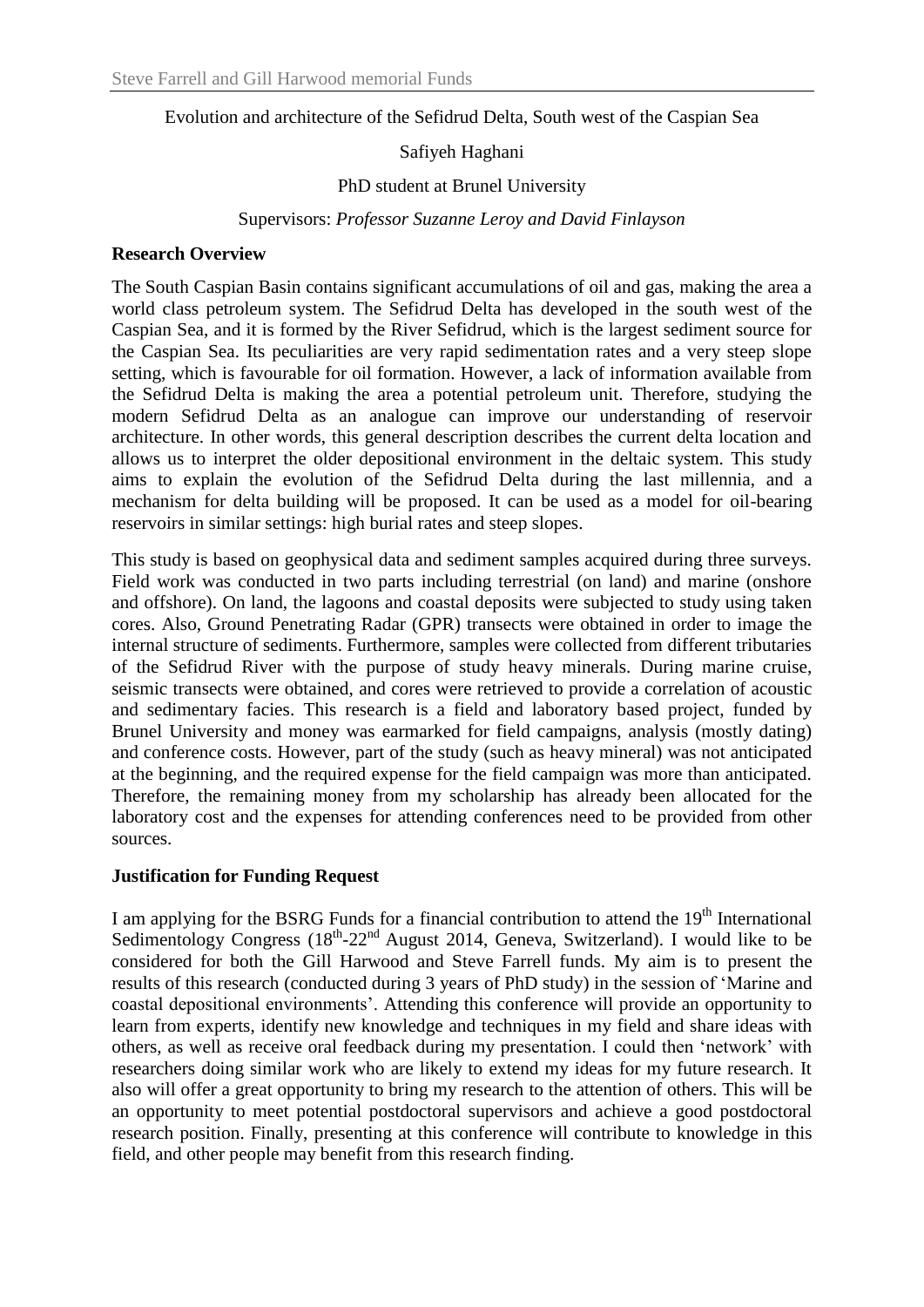Evolution and architecture of the Sefidrud Delta, South west of the Caspian Sea

Safiyeh Haghani

PhD student at Brunel University

Supervisors: *Professor Suzanne Leroy and David Finlayson*

**Research Overview**

The South Caspian Basin contains significant accumulations of oil and gas, making the area a world class petroleum system. The Sefidrud Delta has developed in the south west of the Caspian Sea, and it is formed by the River Sefidrud, which is the largest sediment source for the Caspian Sea. Its peculiarities are very rapid sedimentation rates and a very steep slope setting, which is favourable for oil formation. However, a lack of information available from the Sefidrud Delta is making the area a potential petroleum unit. Therefore, studying the modern Sefidrud Delta as an analogue can improve our understanding of reservoir architecture. In other words, this general description describes the current delta location and allows us to interpret the older depositional environment in the deltaic system. This study aims to explain the evolution of the Sefidrud Delta during the last millennia, and a mechanism for delta building will be proposed. It can be used as a model for oil-bearing reservoirs in similar settings: high burial rates and steep slopes.

This study is based on geophysical data and sediment samples acquired during three surveys. Field work was conducted in two parts including terrestrial (on land) and marine (onshore and offshore). On land, the lagoons and coastal deposits were subjected to study using taken cores. Also, Ground Penetrating Radar (GPR) transects were obtained in order to image the internal structure of sediments. Furthermore, samples were collected from different tributaries of the Sefidrud River with the purpose of study heavy minerals. During marine cruise, seismic transects were obtained, and cores were retrieved to provide a correlation of acoustic and sedimentary facies. This research is a field and laboratory based project, funded by Brunel University and money was earmarked for field campaigns, analysis (mostly dating) and conference costs. However, part of the study (such as heavy mineral) was not anticipated at the beginning, and the required expense for the field campaign was more than anticipated. Therefore, the remaining money from my scholarship has already been allocated for the laboratory cost and the expenses for attending conferences need to be provided from other sources.

**Justification for Funding Request**

I am applying for the BSRG Funds for a financial contribution to attend the 19th International Sedimentology Congress (18th-22nd August 2014, Geneva, Switzerland). I would like to be considered for both the Gill Harwood and Steve Farrell funds. My aim is to present the results of this research (conducted during 3 years of PhD study) in the session of 'Marine and coastal depositional environments'. Attending this conference will provide an opportunity to learn from experts, identify new knowledge and techniques in my field and share ideas with others, as well as receive oral feedback during my presentation. I could then 'network' with researchers doing similar work who are likely to extend my ideas for my future research. It also will offer a great opportunity to bring my research to the attention of others. This will be an opportunity to meet potential postdoctoral supervisors and achieve a good postdoctoral research position. Finally, presenting at this conference will contribute to knowledge in this field, and other people may benefit from this research finding.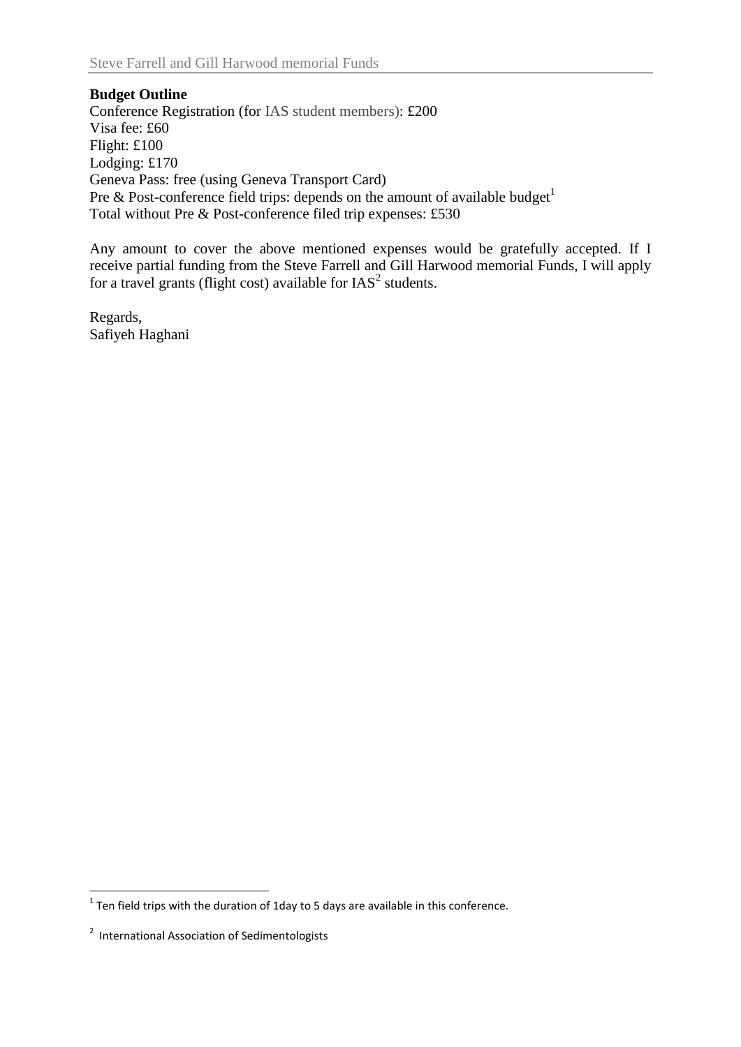## Budget Outline

Conference Registration (for IAS student members): £200
Visa fee: £60
Flight: £100
Lodging: £170
Geneva Pass: free (using Geneva Transport Card)
Pre & Post-conference field trips: depends on the amount of available budget[1]
Total without Pre & Post-conference filed trip expenses: £530

Any amount to cover the above mentioned expenses would be gratefully accepted. If I receive partial funding from the Steve Farrell and Gill Harwood memorial Funds, I will apply for a travel grants (flight cost) available for IAS[2] students.

Regards,
Safiyeh Haghani

---

[1] Ten field trips with the duration of 1day to 5 days are available in this conference.

[2] International Association of Sedimentologists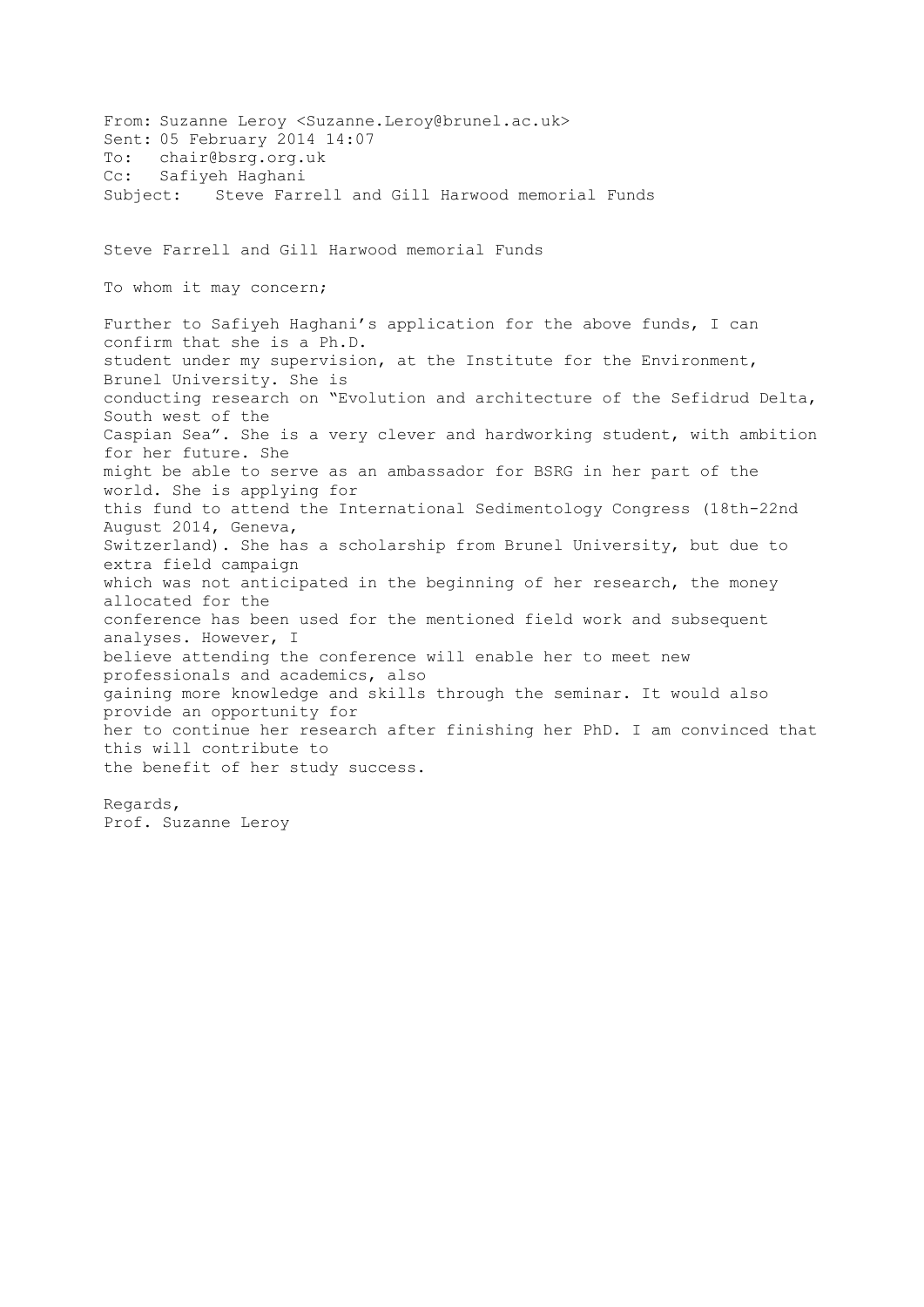From: Suzanne Leroy <Suzanne.Leroy@brunel.ac.uk>
Sent: 05 February 2014 14:07
To: chair@bsrg.org.uk
Cc: Safiyeh Haghani
Subject: Steve Farrell and Gill Harwood memorial Funds

Steve Farrell and Gill Harwood memorial Funds

To whom it may concern;

Further to Safiyeh Haghani's application for the above funds, I can confirm that she is a Ph.D. student under my supervision, at the Institute for the Environment, Brunel University. She is conducting research on "Evolution and architecture of the Sefidrud Delta, South west of the Caspian Sea". She is a very clever and hardworking student, with ambition for her future. She might be able to serve as an ambassador for BSRG in her part of the world. She is applying for this fund to attend the International Sedimentology Congress (18th-22nd August 2014, Geneva, Switzerland). She has a scholarship from Brunel University, but due to extra field campaign which was not anticipated in the beginning of her research, the money allocated for the conference has been used for the mentioned field work and subsequent analyses. However, I believe attending the conference will enable her to meet new professionals and academics, also gaining more knowledge and skills through the seminar. It would also provide an opportunity for her to continue her research after finishing her PhD. I am convinced that this will contribute to the benefit of her study success.

Regards,
Prof. Suzanne Leroy